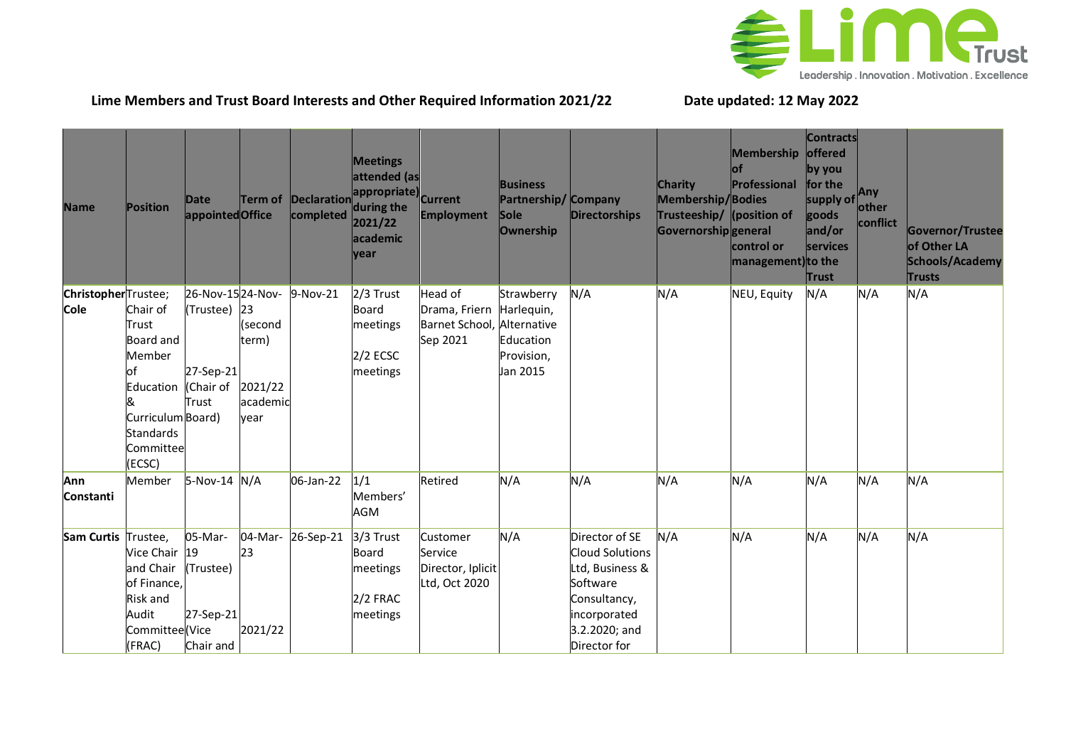**Lime Members and Trust Board Interests and Other Required Information 2021/22** **Date updated: 12 May 2022**

| Name | Position | Date appointed | Term of Office | Declaration completed | Meetings attended (as appropriate) during the 2021/22 academic year | Current Employment | Business Partnership/ Sole Ownership | Company Directorships | Charity Membership/ Trusteeship/ Governorship | Membership of Professional Bodies (position of general control or management) | Contracts offered by you for the supply of goods and/or services to the Trust | Any other conflict | Governor/Trustee of Other LA Schools/Academy Trusts |
|---|---|---|---|---|---|---|---|---|---|---|---|---|---|
| **Christopher Cole** | Trustee; Chair of Trust Board and Member of Education & Curriculum Standards Committee (ECSC) | 26-Nov-15 (Trustee)<br><br>27-Sep-21 (Chair of Trust Board) | 24-Nov-23 (second term)<br><br>2021/22 academic year | 9-Nov-21 | 2/3 Trust Board meetings<br><br>2/2 ECSC meetings | Head of Drama, Friern Barnet School, Sep 2021 | Strawberry Harlequin, Alternative Education Provision, Jan 2015 | N/A | N/A | NEU, Equity | N/A | N/A | N/A |
| **Ann Constanti** | Member | 5-Nov-14 | N/A | 06-Jan-22 | 1/1 Members' AGM | Retired | N/A | N/A | N/A | N/A | N/A | N/A | N/A |
| **Sam Curtis** | Trustee, Vice Chair and Chair of Finance, Risk and Audit Committee (FRAC) | 05-Mar-19 (Trustee)<br><br>27-Sep-21 (Vice Chair and | 04-Mar-23<br><br>2021/22 | 26-Sep-21 | 3/3 Trust Board meetings<br><br>2/2 FRAC meetings | Customer Service Director, Iplicit Ltd, Oct 2020 | N/A | Director of SE Cloud Solutions Ltd, Business & Software Consultancy, incorporated 3.2.2020; and Director for | N/A | N/A | N/A | N/A | N/A |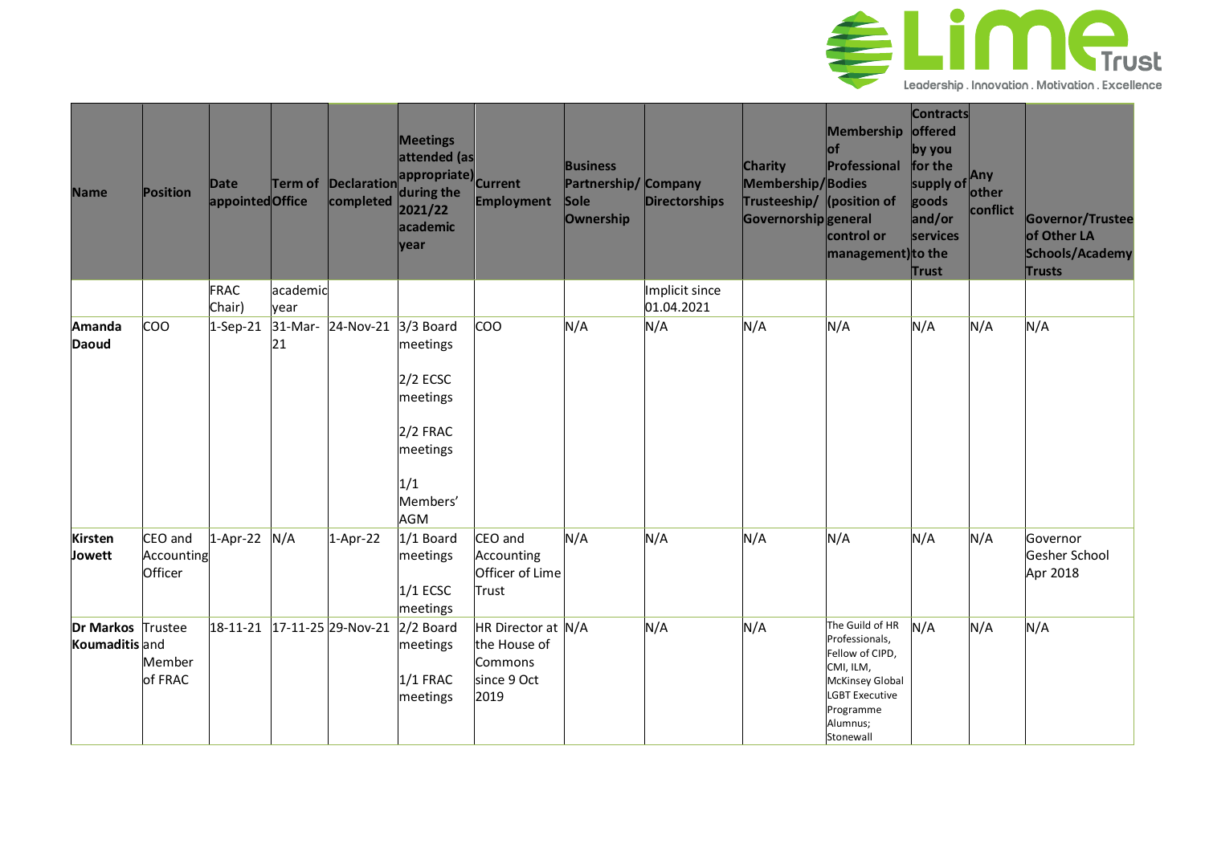| Name | Position | Date appointed | Term of Office | Declaration completed | Meetings attended (as appropriate) during the 2021/22 academic year | Current Employment | Business Partnership/ Sole Ownership | Company Directorships | Charity Membership/ Trusteeship/ Governorship | Membership of Professional Bodies (position of general control or management) | Contracts offered by you for the supply of goods and/or services to the Trust | Any other conflict | Governor/Trustee of Other LA Schools/Academy Trusts |
|---|---|---|---|---|---|---|---|---|---|---|---|---|---|
| | | FRAC Chair) | academic year | | | | | Implicit since 01.04.2021 | | | | | |
| **Amanda Daoud** | COO | 1-Sep-21 | 31-Mar-21 | 24-Nov-21 | 3/3 Board meetings<br><br>2/2 ECSC meetings<br><br>2/2 FRAC meetings<br><br>1/1 Members' AGM | COO | N/A | N/A | N/A | N/A | N/A | N/A | N/A |
| **Kirsten Jowett** | CEO and Accounting Officer | 1-Apr-22 | N/A | 1-Apr-22 | 1/1 Board meetings<br><br>1/1 ECSC meetings | CEO and Accounting Officer of Lime Trust | N/A | N/A | N/A | N/A | N/A | N/A | Governor Gesher School Apr 2018 |
| **Dr Markos Koumaditis** | Trustee and Member of FRAC | 18-11-21 | 17-11-25 | 29-Nov-21 | 2/2 Board meetings<br><br>1/1 FRAC meetings | HR Director at the House of Commons since 9 Oct 2019 | N/A | N/A | N/A | The Guild of HR Professionals, Fellow of CIPD, CMI, ILM, McKinsey Global LGBT Executive Programme Alumnus; Stonewall | N/A | N/A | N/A |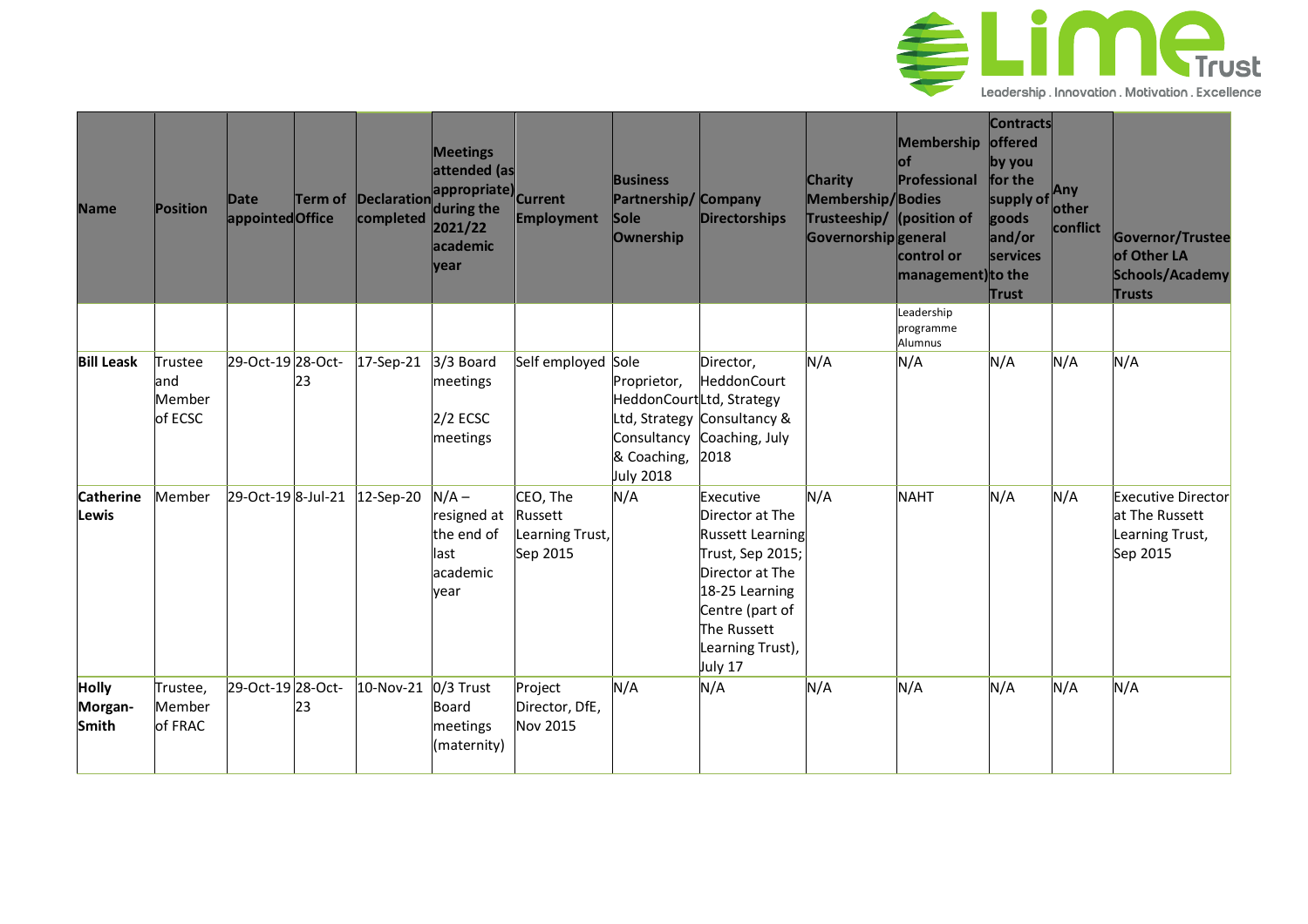| Name | Position | Date appointed | Term of Office | Declaration completed | Meetings attended (as appropriate) during the 2021/22 academic year | Current Employment | Business Partnership/ Sole Ownership | Company Directorships | Charity Membership/ Trusteeship/ Governorship | Membership of Professional Bodies (position of general control or management) | Contracts offered by you for the supply of goods and/or services to the Trust | Any other conflict | Governor/Trustee of Other LA Schools/Academy Trusts |
|---|---|---|---|---|---|---|---|---|---|---|---|---|---|
| | | | | | | | | | | Leadership programme Alumnus | | | |
| **Bill Leask** | Trustee and Member of ECSC | 29-Oct-19 | 28-Oct-23 | 17-Sep-21 | 3/3 Board meetings<br><br>2/2 ECSC meetings | Self employed | Sole Proprietor, HeddonCourt Ltd, Strategy Consultancy & Coaching, July 2018 | Director, HeddonCourt Ltd, Strategy Consultancy & Coaching, July 2018 | N/A | N/A | N/A | N/A | N/A |
| **Catherine Lewis** | Member | 29-Oct-19 | 8-Jul-21 | 12-Sep-20 | N/A – resigned at the end of last academic year | CEO, The Russett Learning Trust, Sep 2015 | N/A | Executive Director at The Russett Learning Trust, Sep 2015; Director at The 18-25 Learning Centre (part of The Russett Learning Trust), July 17 | N/A | NAHT | N/A | N/A | Executive Director at The Russett Learning Trust, Sep 2015 |
| **Holly Morgan-Smith** | Trustee, Member of FRAC | 29-Oct-19 | 28-Oct-23 | 10-Nov-21 | 0/3 Trust Board meetings (maternity) | Project Director, DfE, Nov 2015 | N/A | N/A | N/A | N/A | N/A | N/A | N/A |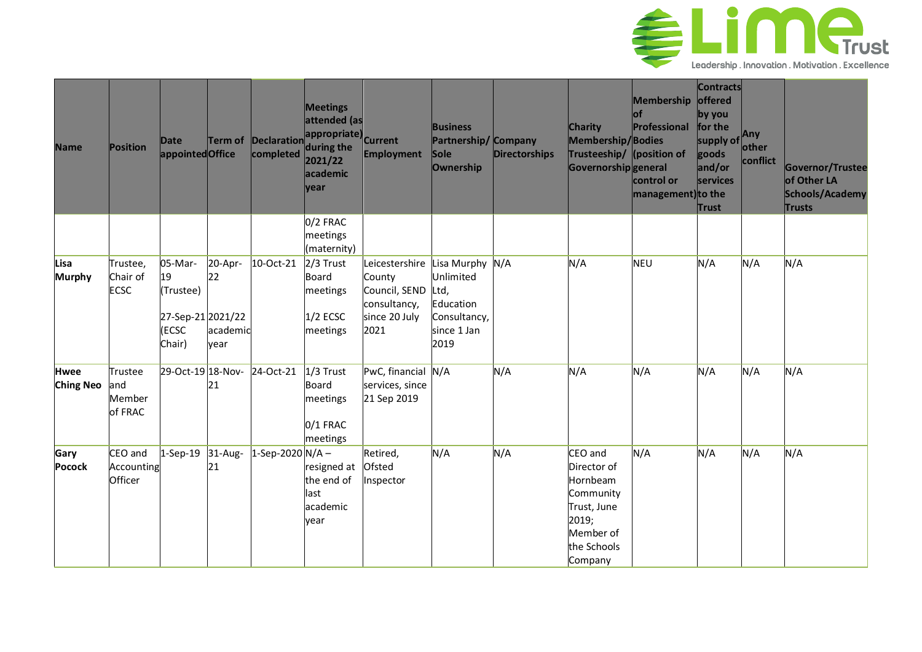| Name | Position | Date appointed | Term of Office | Declaration completed | Meetings attended (as appropriate) during the 2021/22 academic year | Current Employment | Business Partnership/ Sole Ownership | Company Directorships | Charity Membership/ Trusteeship/ Governorship | Membership of Professional Bodies (position of general control or management) | Contracts offered by you for the supply of goods and/or services to the Trust | Any other conflict | Governor/Trustee of Other LA Schools/Academy Trusts |
|---|---|---|---|---|---|---|---|---|---|---|---|---|---|
| | | | | | 0/2 FRAC meetings (maternity) | | | | | | | | |
| **Lisa Murphy** | Trustee, Chair of ECSC | 05-Mar-19 (Trustee) 27-Sep-21 (ECSC Chair) | 20-Apr-22 2021/22 academic year | 10-Oct-21 | 2/3 Trust Board meetings 1/2 ECSC meetings | Leicestershire County Council, SEND consultancy, since 20 July 2021 | Lisa Murphy Unlimited Ltd, Education Consultancy, since 1 Jan 2019 | N/A | N/A | NEU | N/A | N/A | N/A |
| **Hwee Ching Neo** | Trustee and Member of FRAC | 29-Oct-19 | 18-Nov-21 | 24-Oct-21 | 1/3 Trust Board meetings 0/1 FRAC meetings | PwC, financial services, since 21 Sep 2019 | N/A | N/A | N/A | N/A | N/A | N/A | N/A |
| **Gary Pocock** | CEO and Accounting Officer | 1-Sep-19 | 31-Aug-21 | 1-Sep-2020 | N/A – resigned at the end of last academic year | Retired, Ofsted Inspector | N/A | N/A | CEO and Director of Hornbeam Community Trust, June 2019; Member of the Schools Company | N/A | N/A | N/A | N/A |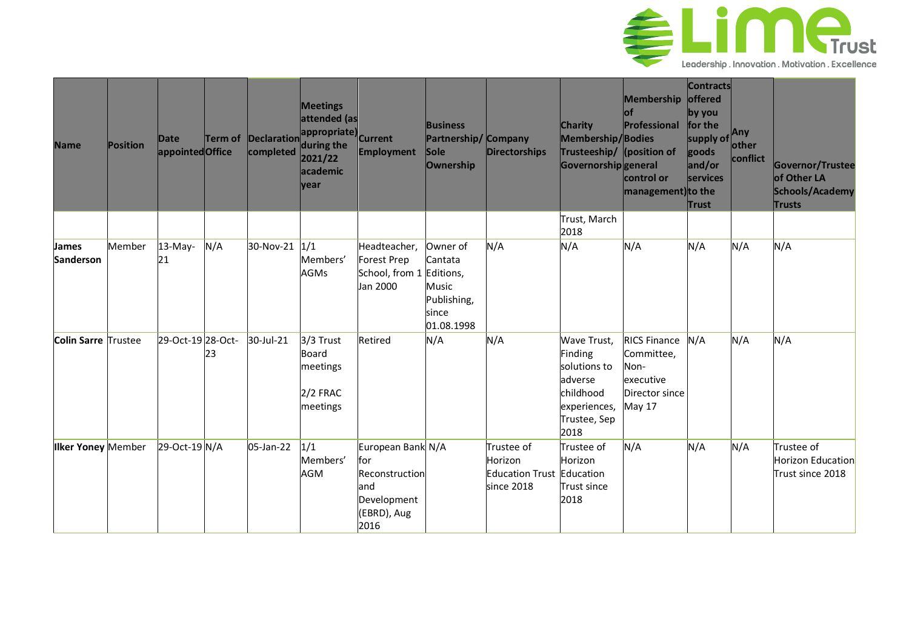| Name | Position | Date appointed | Term of Office | Declaration completed | Meetings attended (as appropriate) during the 2021/22 academic year | Current Employment | Business Partnership/ Sole Ownership | Company Directorships | Charity Membership/ Trusteeship/ Governorship | Membership of Professional Bodies (position of general control or management) | Contracts offered by you for the supply of goods and/or services to the Trust | Any other conflict | Governor/Trustee of Other LA Schools/Academy Trusts |
|---|---|---|---|---|---|---|---|---|---|---|---|---|---|
| | | | | | | | | | Trust, March 2018 | | | | |
| **James Sanderson** | Member | 13-May-21 | N/A | 30-Nov-21 | 1/1 Members' AGMs | Headteacher, Forest Prep School, from 1 Jan 2000 | Owner of Cantata Editions, Music Publishing, since 01.08.1998 | N/A | N/A | N/A | N/A | N/A | N/A |
| **Colin Sarre** | Trustee | 29-Oct-19 | 28-Oct-23 | 30-Jul-21 | 3/3 Trust Board meetings<br><br>2/2 FRAC meetings | Retired | N/A | N/A | Wave Trust, Finding solutions to adverse childhood experiences, Trustee, Sep 2018 | RICS Finance Committee, Non-executive Director since May 17 | N/A | N/A | N/A |
| **Ilker Yoney** | Member | 29-Oct-19 | N/A | 05-Jan-22 | 1/1 Members' AGM | European Bank for Reconstruction and Development (EBRD), Aug 2016 | N/A | Trustee of Horizon Education Trust since 2018 | Trustee of Horizon Education Trust since 2018 | N/A | N/A | N/A | Trustee of Horizon Education Trust since 2018 |